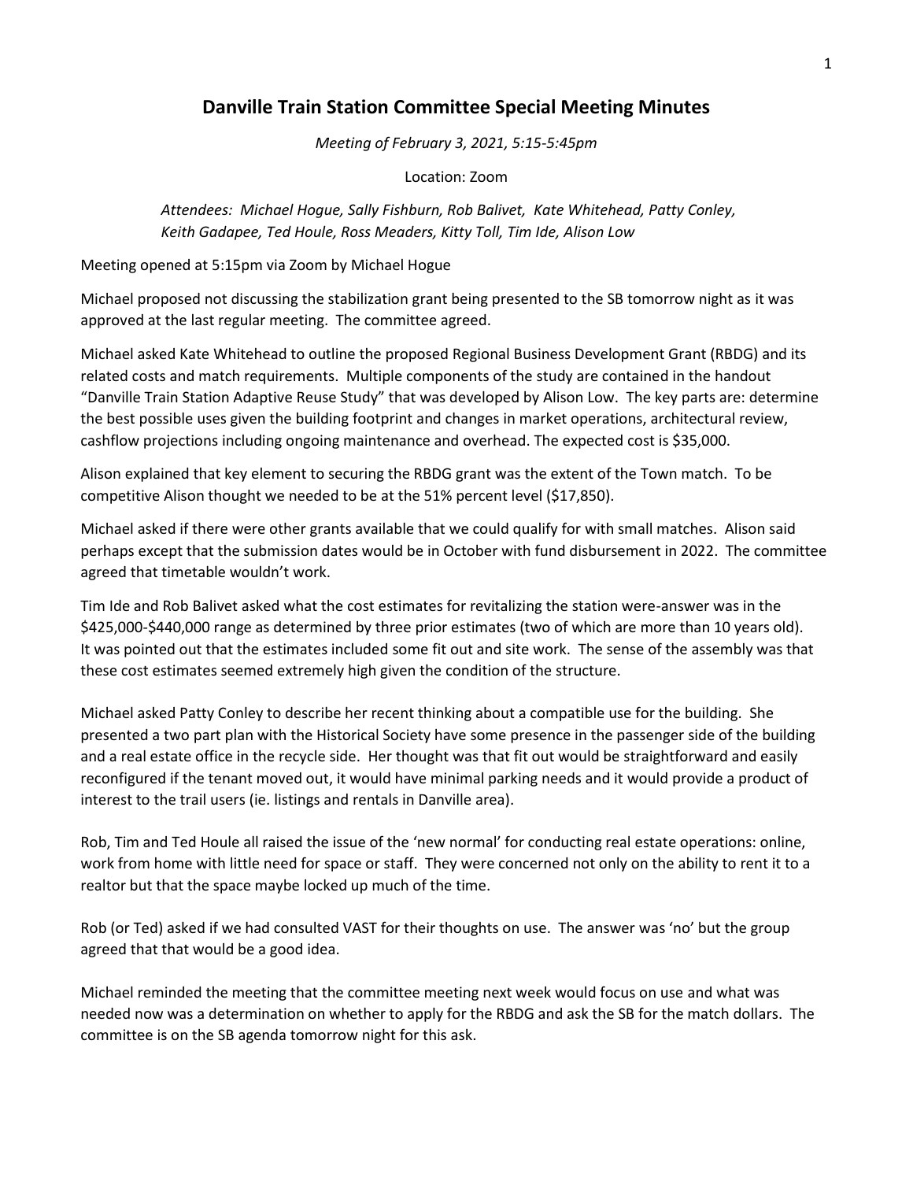# Danville Train Station Committee Special Meeting Minutes

*Meeting of February 3, 2021, 5:15-5:45pm*

Location: Zoom

*Attendees: Michael Hogue, Sally Fishburn, Rob Balivet, Kate Whitehead, Patty Conley, Keith Gadapee, Ted Houle, Ross Meaders, Kitty Toll, Tim Ide, Alison Low*

Meeting opened at 5:15pm via Zoom by Michael Hogue

Michael proposed not discussing the stabilization grant being presented to the SB tomorrow night as it was approved at the last regular meeting. The committee agreed.

Michael asked Kate Whitehead to outline the proposed Regional Business Development Grant (RBDG) and its related costs and match requirements. Multiple components of the study are contained in the handout "Danville Train Station Adaptive Reuse Study" that was developed by Alison Low. The key parts are: determine the best possible uses given the building footprint and changes in market operations, architectural review, cashflow projections including ongoing maintenance and overhead. The expected cost is $35,000.

Alison explained that key element to securing the RBDG grant was the extent of the Town match. To be competitive Alison thought we needed to be at the 51% percent level ($17,850).

Michael asked if there were other grants available that we could qualify for with small matches. Alison said perhaps except that the submission dates would be in October with fund disbursement in 2022. The committee agreed that timetable wouldn't work.

Tim Ide and Rob Balivet asked what the cost estimates for revitalizing the station were-answer was in the $425,000-$440,000 range as determined by three prior estimates (two of which are more than 10 years old). It was pointed out that the estimates included some fit out and site work. The sense of the assembly was that these cost estimates seemed extremely high given the condition of the structure.

Michael asked Patty Conley to describe her recent thinking about a compatible use for the building. She presented a two part plan with the Historical Society have some presence in the passenger side of the building and a real estate office in the recycle side. Her thought was that fit out would be straightforward and easily reconfigured if the tenant moved out, it would have minimal parking needs and it would provide a product of interest to the trail users (ie. listings and rentals in Danville area).

Rob, Tim and Ted Houle all raised the issue of the 'new normal' for conducting real estate operations: online, work from home with little need for space or staff. They were concerned not only on the ability to rent it to a realtor but that the space maybe locked up much of the time.

Rob (or Ted) asked if we had consulted VAST for their thoughts on use. The answer was 'no' but the group agreed that that would be a good idea.

Michael reminded the meeting that the committee meeting next week would focus on use and what was needed now was a determination on whether to apply for the RBDG and ask the SB for the match dollars. The committee is on the SB agenda tomorrow night for this ask.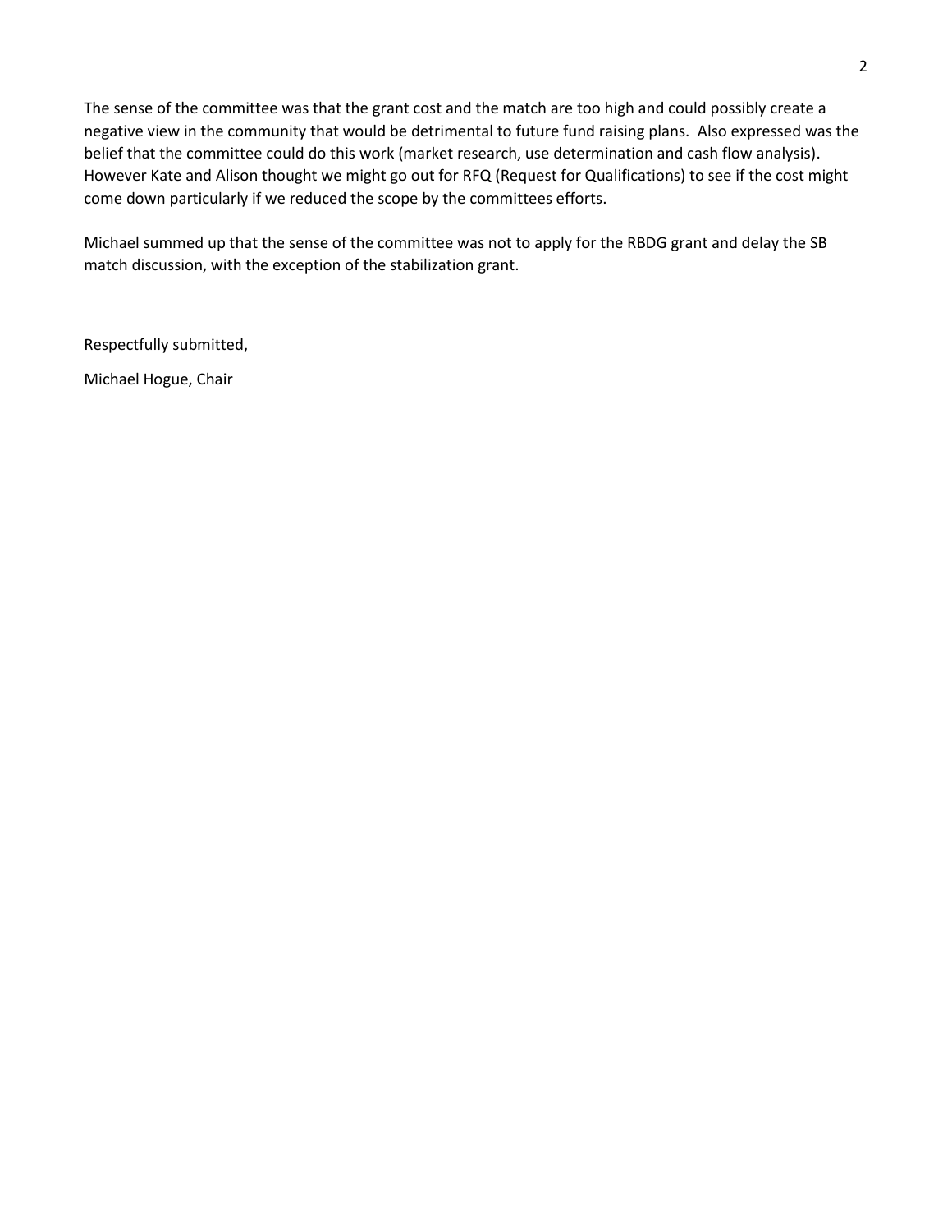The sense of the committee was that the grant cost and the match are too high and could possibly create a negative view in the community that would be detrimental to future fund raising plans. Also expressed was the belief that the committee could do this work (market research, use determination and cash flow analysis). However Kate and Alison thought we might go out for RFQ (Request for Qualifications) to see if the cost might come down particularly if we reduced the scope by the committees efforts.

Michael summed up that the sense of the committee was not to apply for the RBDG grant and delay the SB match discussion, with the exception of the stabilization grant.

Respectfully submitted,

Michael Hogue, Chair